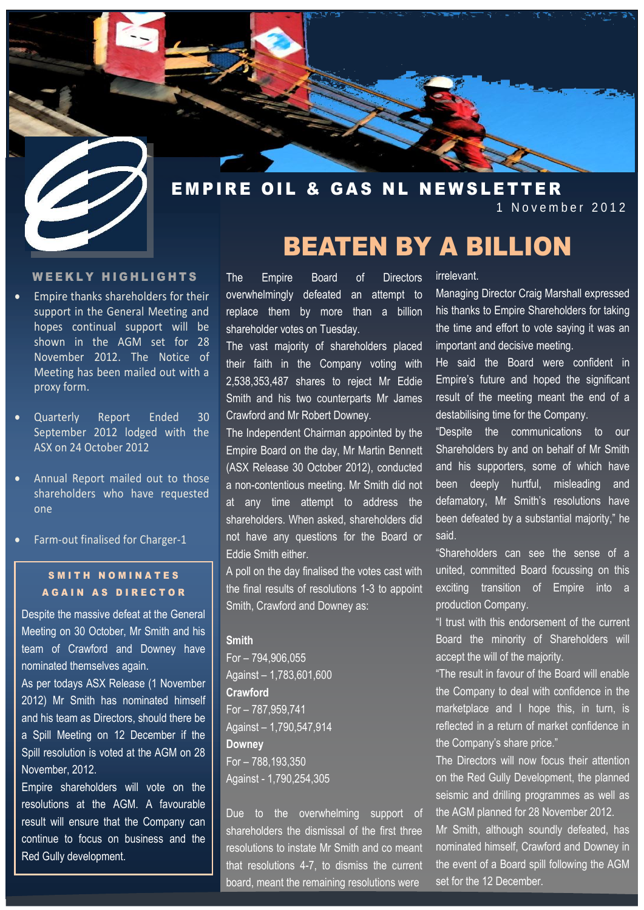# EMPIRE OIL & GAS NL NEWSLETTER

1 November 2012

## BEATEN BY A BILLION

The Empire Board of Directors overwhelmingly defeated an attempt to replace them by more than a billion shareholder votes on Tuesday.

The vast majority of shareholders placed their faith in the Company voting with 2,538,353,487 shares to reject Mr Eddie Smith and his two counterparts Mr James Crawford and Mr Robert Downey.

The Independent Chairman appointed by the Empire Board on the day, Mr Martin Bennett (ASX Release 30 October 2012), conducted a non-contentious meeting. Mr Smith did not at any time attempt to address the shareholders. When asked, shareholders did not have any questions for the Board or Eddie Smith either.

A poll on the day finalised the votes cast with the final results of resolutions 1-3 to appoint Smith, Crawford and Downey as:

**Smith**
For – 794,906,055
Against – 1,783,601,600

**Crawford**
For – 787,959,741
Against – 1,790,547,914

**Downey**
For – 788,193,350
Against - 1,790,254,305

Due to the overwhelming support of shareholders the dismissal of the first three resolutions to instate Mr Smith and co meant that resolutions 4-7, to dismiss the current board, meant the remaining resolutions were irrelevant.

Managing Director Craig Marshall expressed his thanks to Empire Shareholders for taking the time and effort to vote saying it was an important and decisive meeting.

He said the Board were confident in Empire's future and hoped the significant result of the meeting meant the end of a destabilising time for the Company.

"Despite the communications to our Shareholders by and on behalf of Mr Smith and his supporters, some of which have been deeply hurtful, misleading and defamatory, Mr Smith's resolutions have been defeated by a substantial majority," he said.

"Shareholders can see the sense of a united, committed Board focussing on this exciting transition of Empire into a production Company.

"I trust with this endorsement of the current Board the minority of Shareholders will accept the will of the majority.

"The result in favour of the Board will enable the Company to deal with confidence in the marketplace and I hope this, in turn, is reflected in a return of market confidence in the Company's share price."

The Directors will now focus their attention on the Red Gully Development, the planned seismic and drilling programmes as well as the AGM planned for 28 November 2012.

Mr Smith, although soundly defeated, has nominated himself, Crawford and Downey in the event of a Board spill following the AGM set for the 12 December.

### WEEKLY HIGHLIGHTS

- Empire thanks shareholders for their support in the General Meeting and hopes continual support will be shown in the AGM set for 28 November 2012. The Notice of Meeting has been mailed out with a proxy form.
- Quarterly Report Ended 30 September 2012 lodged with the ASX on 24 October 2012
- Annual Report mailed out to those shareholders who have requested one
- Farm-out finalised for Charger-1

### SMITH NOMINATES AGAIN AS DIRECTOR

Despite the massive defeat at the General Meeting on 30 October, Mr Smith and his team of Crawford and Downey have nominated themselves again.

As per todays ASX Release (1 November 2012) Mr Smith has nominated himself and his team as Directors, should there be a Spill Meeting on 12 December if the Spill resolution is voted at the AGM on 28 November, 2012.

Empire shareholders will vote on the resolutions at the AGM. A favourable result will ensure that the Company can continue to focus on business and the Red Gully development.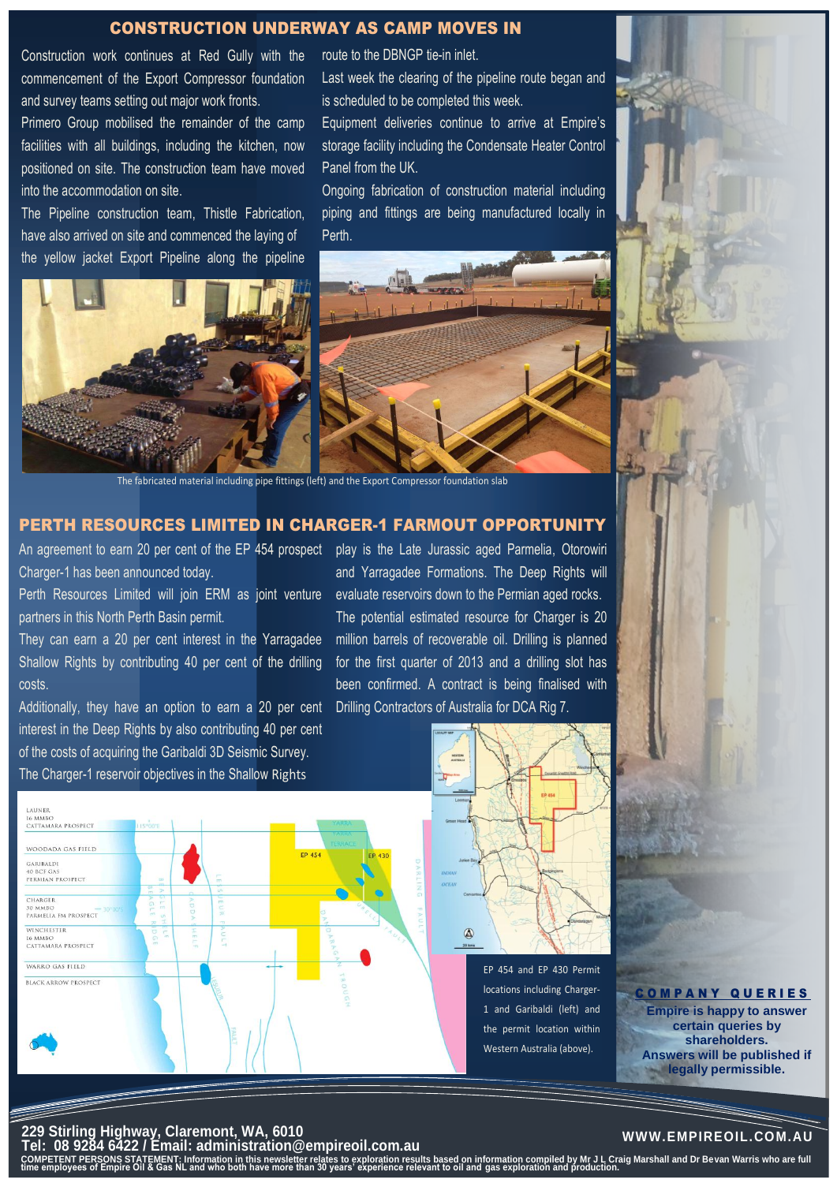## CONSTRUCTION UNDERWAY AS CAMP MOVES IN

Construction work continues at Red Gully with the commencement of the Export Compressor foundation and survey teams setting out major work fronts.

Primero Group mobilised the remainder of the camp facilities with all buildings, including the kitchen, now positioned on site. The construction team have moved into the accommodation on site.

The Pipeline construction team, Thistle Fabrication, have also arrived on site and commenced the laying of the yellow jacket Export Pipeline along the pipeline route to the DBNGP tie-in inlet.

Last week the clearing of the pipeline route began and is scheduled to be completed this week.

Equipment deliveries continue to arrive at Empire's storage facility including the Condensate Heater Control Panel from the UK.

Ongoing fabrication of construction material including piping and fittings are being manufactured locally in Perth.

The fabricated material including pipe fittings (left) and the Export Compressor foundation slab

## PERTH RESOURCES LIMITED IN CHARGER-1 FARMOUT OPPORTUNITY

An agreement to earn 20 per cent of the EP 454 prospect Charger-1 has been announced today.

Perth Resources Limited will join ERM as joint venture partners in this North Perth Basin permit.

They can earn a 20 per cent interest in the Yarragadee Shallow Rights by contributing 40 per cent of the drilling costs.

Additionally, they have an option to earn a 20 per cent interest in the Deep Rights by also contributing 40 per cent of the costs of acquiring the Garibaldi 3D Seismic Survey.

The Charger-1 reservoir objectives in the Shallow Rights play is the Late Jurassic aged Parmelia, Otorowiri and Yarragadee Formations. The Deep Rights will evaluate reservoirs down to the Permian aged rocks.

The potential estimated resource for Charger is 20 million barrels of recoverable oil. Drilling is planned for the first quarter of 2013 and a drilling slot has been confirmed. A contract is being finalised with Drilling Contractors of Australia for DCA Rig 7.

LAUNER
16 MMBO
CATTAMARA PROSPECT

WOODADA GAS FIELD

GARIBALDI
40 BCF GAS
PERMIAN PROSPECT

CHARGER
30 MMBO
PARMELIA FM PROSPECT

WINCHESTER
16 MMBO
CATTAMARA PROSPECT

WARRO GAS FIELD

BLACK ARROW PROSPECT

EP 454

EP 430

EP 454 and EP 430 Permit locations including Charger-1 and Garibaldi (left) and the permit location within Western Australia (above).

**COMPANY QUERIES**

**Empire is happy to answer certain queries by shareholders. Answers will be published if legally permissible.**

**229 Stirling Highway, Claremont, WA, 6010**
**Tel: 08 9284 6422 / Email: administration@empireoil.com.au**

**WWW.EMPIREOIL.COM.AU**

**COMPETENT PERSONS STATEMENT: Information in this newsletter relates to exploration results based on information compiled by Mr J L Craig Marshall and Dr Bevan Warris who are full time employees of Empire Oil & Gas NL and who both have more than 30 years' experience relevant to oil and gas exploration and production.**